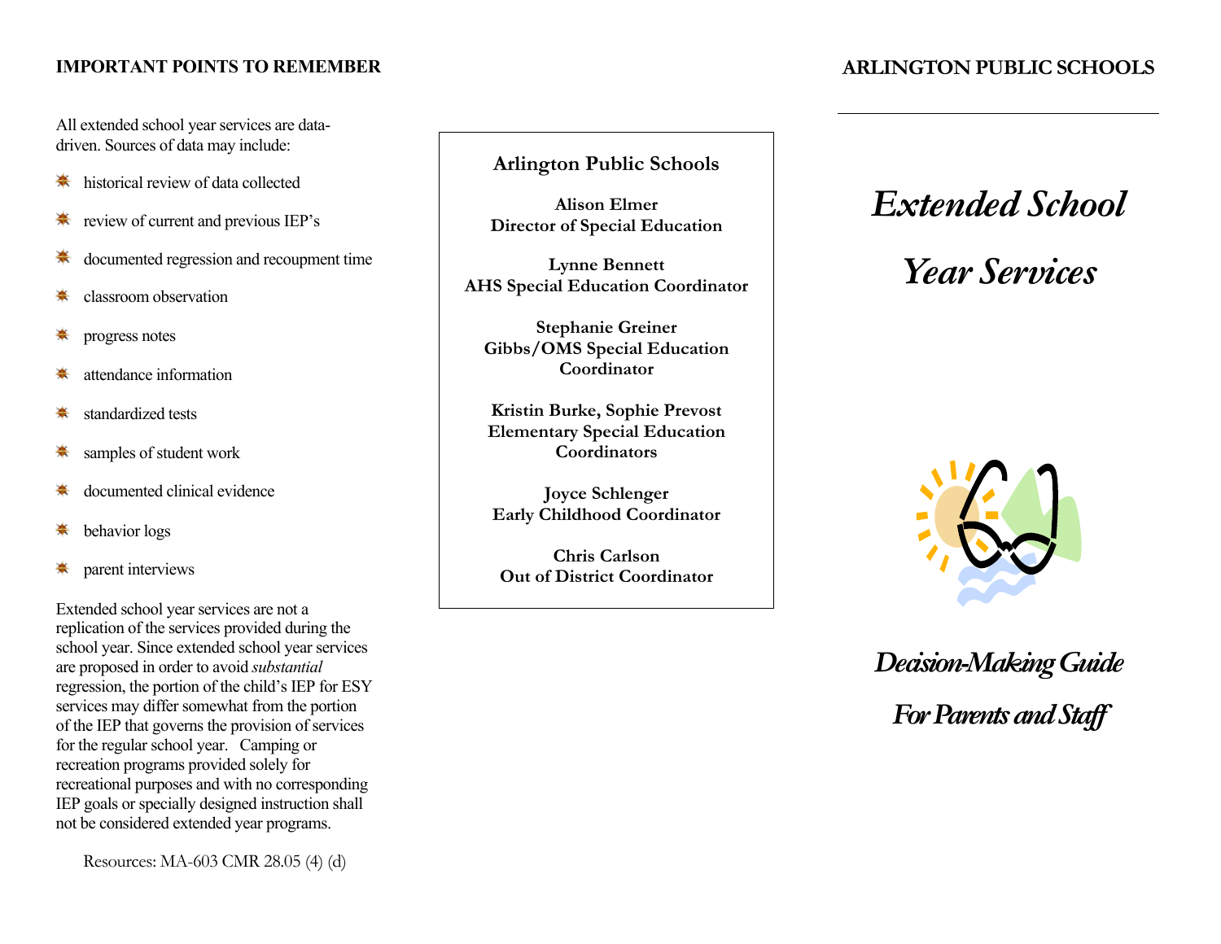## IMPORTANT POINTS TO REMEMBER

All extended school year services are data-driven. Sources of data may include:

- historical review of data collected
- review of current and previous IEP's
- documented regression and recoupment time
- classroom observation
- progress notes
- attendance information
- standardized tests
- samples of student work
- documented clinical evidence
- behavior logs
- parent interviews

Extended school year services are not a replication of the services provided during the school year. Since extended school year services are proposed in order to avoid *substantial* regression, the portion of the child's IEP for ESY services may differ somewhat from the portion of the IEP that governs the provision of services for the regular school year. Camping or recreation programs provided solely for recreational purposes and with no corresponding IEP goals or specially designed instruction shall not be considered extended year programs.

Resources: MA-603 CMR 28.05 (4) (d)

**Arlington Public Schools**

**Alison Elmer**
**Director of Special Education**

**Lynne Bennett**
**AHS Special Education Coordinator**

**Stephanie Greiner**
**Gibbs/OMS Special Education Coordinator**

**Kristin Burke, Sophie Prevost**
**Elementary Special Education Coordinators**

**Joyce Schlenger**
**Early Childhood Coordinator**

**Chris Carlson**
**Out of District Coordinator**

## ARLINGTON PUBLIC SCHOOLS

# *Extended School Year Services*

## *Decision-Making Guide For Parents and Staff*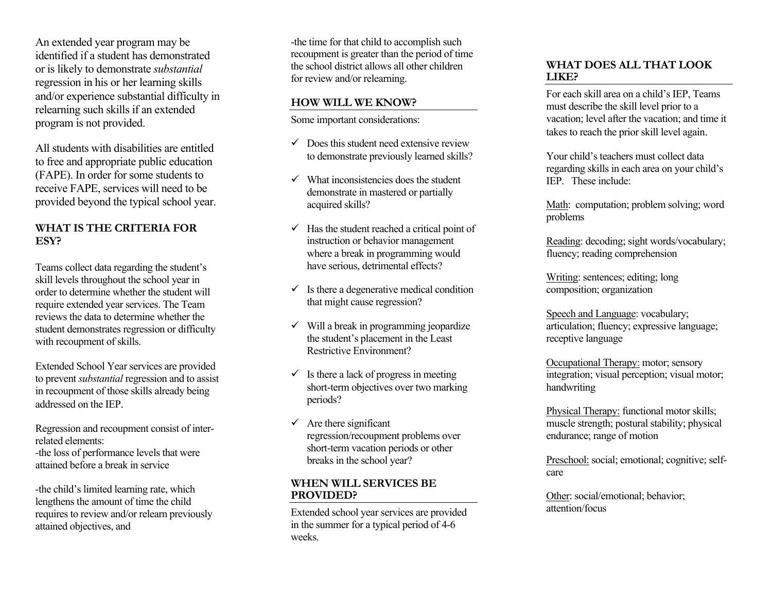An extended year program may be identified if a student has demonstrated or is likely to demonstrate *substantial* regression in his or her learning skills and/or experience substantial difficulty in relearning such skills if an extended program is not provided.

All students with disabilities are entitled to free and appropriate public education (FAPE). In order for some students to receive FAPE, services will need to be provided beyond the typical school year.

## WHAT IS THE CRITERIA FOR ESY?

Teams collect data regarding the student's skill levels throughout the school year in order to determine whether the student will require extended year services. The Team reviews the data to determine whether the student demonstrates regression or difficulty with recoupment of skills.

Extended School Year services are provided to prevent *substantial* regression and to assist in recoupment of those skills already being addressed on the IEP.

Regression and recoupment consist of inter-related elements:
-the loss of performance levels that were attained before a break in service

-the child's limited learning rate, which lengthens the amount of time the child requires to review and/or relearn previously attained objectives, and

-the time for that child to accomplish such recoupment is greater than the period of time the school district allows all other children for review and/or relearning.

## HOW WILL WE KNOW?

Some important considerations:

- ✓ Does this student need extensive review to demonstrate previously learned skills?
- ✓ What inconsistencies does the student demonstrate in mastered or partially acquired skills?
- ✓ Has the student reached a critical point of instruction or behavior management where a break in programming would have serious, detrimental effects?
- ✓ Is there a degenerative medical condition that might cause regression?
- ✓ Will a break in programming jeopardize the student's placement in the Least Restrictive Environment?
- ✓ Is there a lack of progress in meeting short-term objectives over two marking periods?
- ✓ Are there significant regression/recoupment problems over short-term vacation periods or other breaks in the school year?

## WHEN WILL SERVICES BE PROVIDED?

Extended school year services are provided in the summer for a typical period of 4-6 weeks.

## WHAT DOES ALL THAT LOOK LIKE?

For each skill area on a child's IEP, Teams must describe the skill level prior to a vacation; level after the vacation; and time it takes to reach the prior skill level again.

Your child's teachers must collect data regarding skills in each area on your child's IEP. These include:

<u>Math</u>: computation; problem solving; word problems

<u>Reading</u>: decoding; sight words/vocabulary; fluency; reading comprehension

<u>Writing</u>: sentences; editing; long composition; organization

<u>Speech and Language</u>: vocabulary; articulation; fluency; expressive language; receptive language

<u>Occupational Therapy:</u> motor; sensory integration; visual perception; visual motor; handwriting

<u>Physical Therapy:</u> functional motor skills; muscle strength; postural stability; physical endurance; range of motion

<u>Preschool:</u> social; emotional; cognitive; self-care

<u>Other</u>: social/emotional; behavior; attention/focus